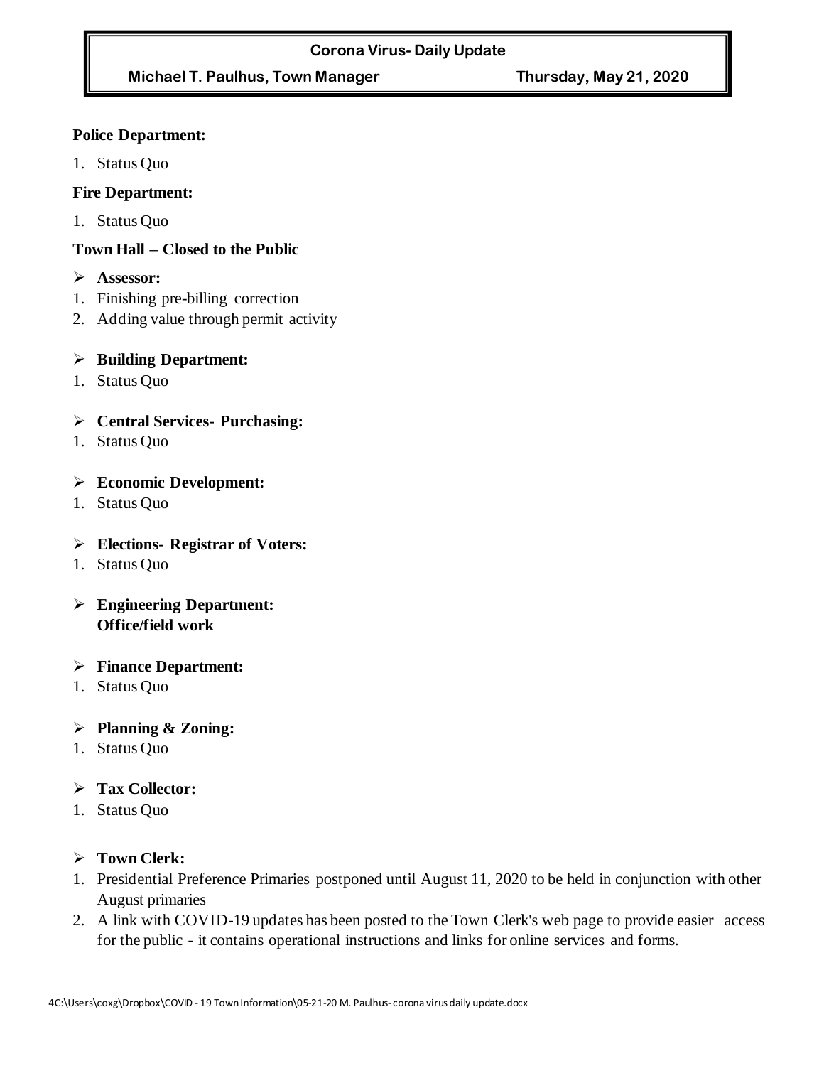**Corona Virus- Daily Update**

**Michael T. Paulhus, Town Manager** | **Thursday, May 21, 2020**

**Police Department:**

1. Status Quo

**Fire Department:**

1. Status Quo

**Town Hall – Closed to the Public**

- **Assessor:**

1. Finishing pre-billing correction
2. Adding value through permit activity

- **Building Department:**

1. Status Quo

- **Central Services- Purchasing:**

1. Status Quo

- **Economic Development:**

1. Status Quo

- **Elections- Registrar of Voters:**

1. Status Quo

- **Engineering Department:**
  **Office/field work**

- **Finance Department:**

1. Status Quo

- **Planning & Zoning:**

1. Status Quo

- **Tax Collector:**

1. Status Quo

- **Town Clerk:**

1. Presidential Preference Primaries postponed until August 11, 2020 to be held in conjunction with other August primaries
2. A link with COVID-19 updates has been posted to the Town Clerk's web page to provide easier access for the public - it contains operational instructions and links for online services and forms.

4C:\Users\coxg\Dropbox\COVID - 19 Town Information\05-21-20 M. Paulhus- corona virus daily update.docx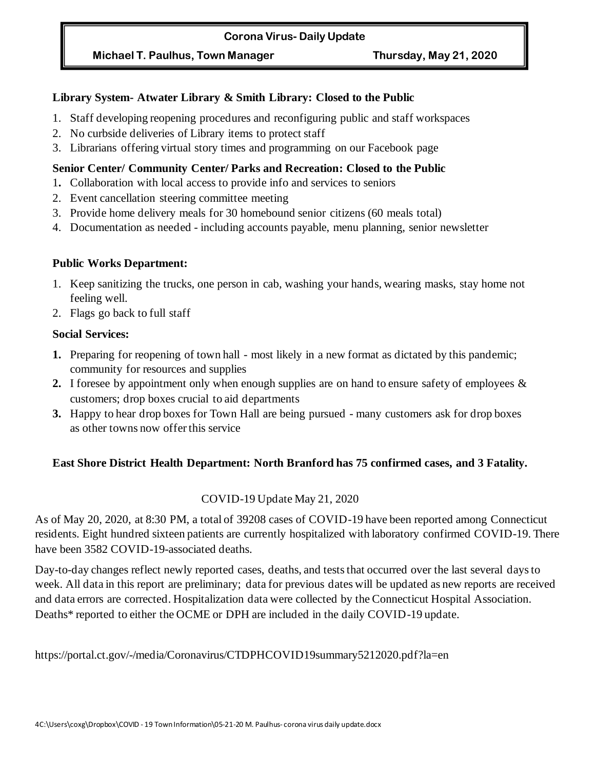**Corona Virus- Daily Update**

**Michael T. Paulhus, Town Manager** **Thursday, May 21, 2020**

**Library System- Atwater Library & Smith Library: Closed to the Public**

1. Staff developing reopening procedures and reconfiguring public and staff workspaces
2. No curbside deliveries of Library items to protect staff
3. Librarians offering virtual story times and programming on our Facebook page

**Senior Center/ Community Center/ Parks and Recreation: Closed to the Public**

1. Collaboration with local access to provide info and services to seniors
2. Event cancellation steering committee meeting
3. Provide home delivery meals for 30 homebound senior citizens (60 meals total)
4. Documentation as needed - including accounts payable, menu planning, senior newsletter

**Public Works Department:**

1. Keep sanitizing the trucks, one person in cab, washing your hands, wearing masks, stay home not feeling well.
2. Flags go back to full staff

**Social Services:**

1. Preparing for reopening of town hall - most likely in a new format as dictated by this pandemic; community for resources and supplies
2. I foresee by appointment only when enough supplies are on hand to ensure safety of employees & customers; drop boxes crucial to aid departments
3. Happy to hear drop boxes for Town Hall are being pursued - many customers ask for drop boxes as other towns now offer this service

**East Shore District Health Department: North Branford has 75 confirmed cases, and 3 Fatality.**

COVID-19 Update May 21, 2020

As of May 20, 2020, at 8:30 PM, a total of 39208 cases of COVID-19 have been reported among Connecticut residents. Eight hundred sixteen patients are currently hospitalized with laboratory confirmed COVID-19. There have been 3582 COVID-19-associated deaths.

Day-to-day changes reflect newly reported cases, deaths, and tests that occurred over the last several days to week. All data in this report are preliminary; data for previous dates will be updated as new reports are received and data errors are corrected. Hospitalization data were collected by the Connecticut Hospital Association. Deaths* reported to either the OCME or DPH are included in the daily COVID-19 update.

https://portal.ct.gov/-/media/Coronavirus/CTDPHCOVID19summary5212020.pdf?la=en

4C:\Users\coxg\Dropbox\COVID - 19 Town Information\05-21-20 M. Paulhus- corona virus daily update.docx